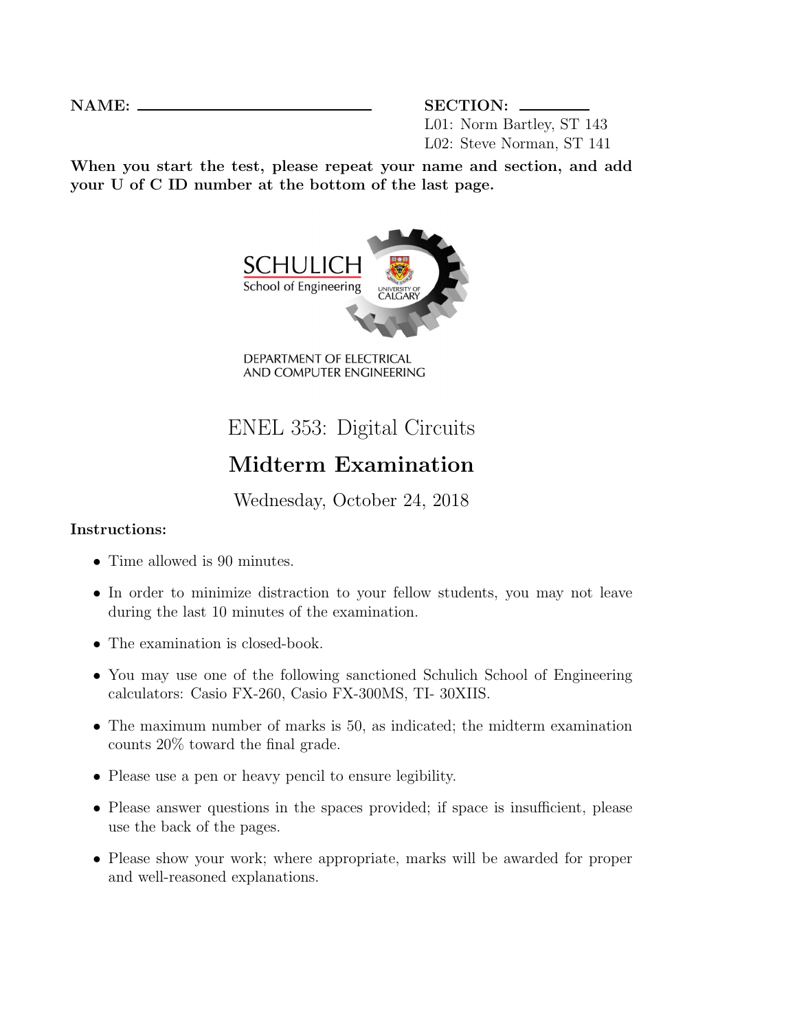**NAME:** ____________________________ **SECTION:** ________

L01: Norm Bartley, ST 143

L02: Steve Norman, ST 141

**When you start the test, please repeat your name and section, and add your U of C ID number at the bottom of the last page.**

SCHULICH School of Engineering

UNIVERSITY OF CALGARY

DEPARTMENT OF ELECTRICAL AND COMPUTER ENGINEERING

# ENEL 353: Digital Circuits

## Midterm Examination

Wednesday, October 24, 2018

**Instructions:**

- Time allowed is 90 minutes.
- In order to minimize distraction to your fellow students, you may not leave during the last 10 minutes of the examination.
- The examination is closed-book.
- You may use one of the following sanctioned Schulich School of Engineering calculators: Casio FX-260, Casio FX-300MS, TI- 30XIIS.
- The maximum number of marks is 50, as indicated; the midterm examination counts 20% toward the final grade.
- Please use a pen or heavy pencil to ensure legibility.
- Please answer questions in the spaces provided; if space is insufficient, please use the back of the pages.
- Please show your work; where appropriate, marks will be awarded for proper and well-reasoned explanations.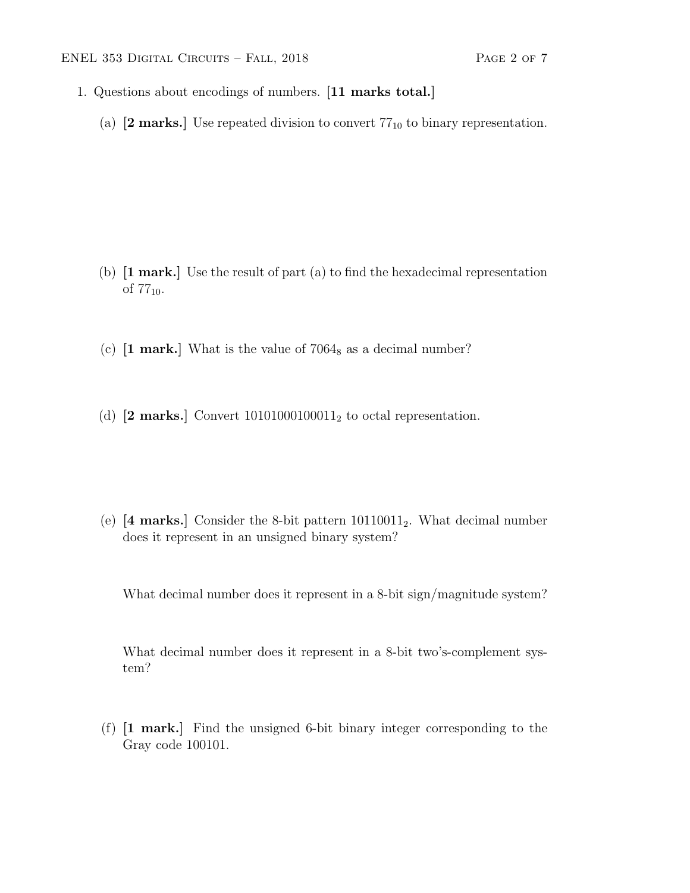1. Questions about encodings of numbers. **[11 marks total.]**

   (a) **[2 marks.]** Use repeated division to convert $77_{10}$ to binary representation.

   (b) **[1 mark.]** Use the result of part (a) to find the hexadecimal representation of $77_{10}$.

   (c) **[1 mark.]** What is the value of $7064_8$ as a decimal number?

   (d) **[2 marks.]** Convert $10101000100011_2$ to octal representation.

   (e) **[4 marks.]** Consider the 8-bit pattern $10110011_2$. What decimal number does it represent in an unsigned binary system?

   What decimal number does it represent in a 8-bit sign/magnitude system?

   What decimal number does it represent in a 8-bit two's-complement system?

   (f) **[1 mark.]** Find the unsigned 6-bit binary integer corresponding to the Gray code 100101.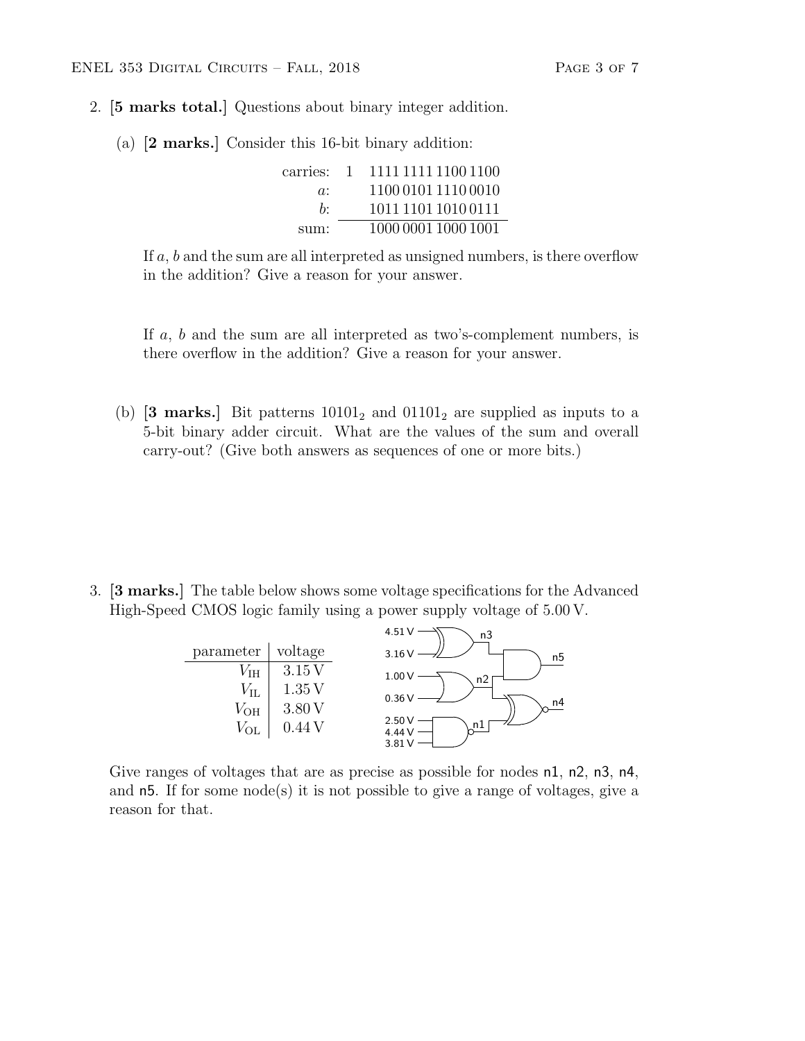2. **[5 marks total.]** Questions about binary integer addition.

   (a) **[2 marks.]** Consider this 16-bit binary addition:

| | | |
|---|---|---|
| carries: | 1 | 1111 1111 1100 1100 |
| $a$: | | 1100 0101 1110 0010 |
| $b$: | | 1011 1101 1010 0111 |
| sum: | | 1000 0001 1000 1001 |

   If $a$, $b$ and the sum are all interpreted as unsigned numbers, is there overflow in the addition? Give a reason for your answer.

   If $a$, $b$ and the sum are all interpreted as two's-complement numbers, is there overflow in the addition? Give a reason for your answer.

   (b) **[3 marks.]** Bit patterns $10101_2$ and $01101_2$ are supplied as inputs to a 5-bit binary adder circuit. What are the values of the sum and overall carry-out? (Give both answers as sequences of one or more bits.)

3. **[3 marks.]** The table below shows some voltage specifications for the Advanced High-Speed CMOS logic family using a power supply voltage of 5.00 V.

| parameter | voltage |
|---|---|
| $V_{\text{IH}}$ | 3.15 V |
| $V_{\text{IL}}$ | 1.35 V |
| $V_{\text{OH}}$ | 3.80 V |
| $V_{\text{OL}}$ | 0.44 V |

Give ranges of voltages that are as precise as possible for nodes n1, n2, n3, n4, and n5. If for some node(s) it is not possible to give a range of voltages, give a reason for that.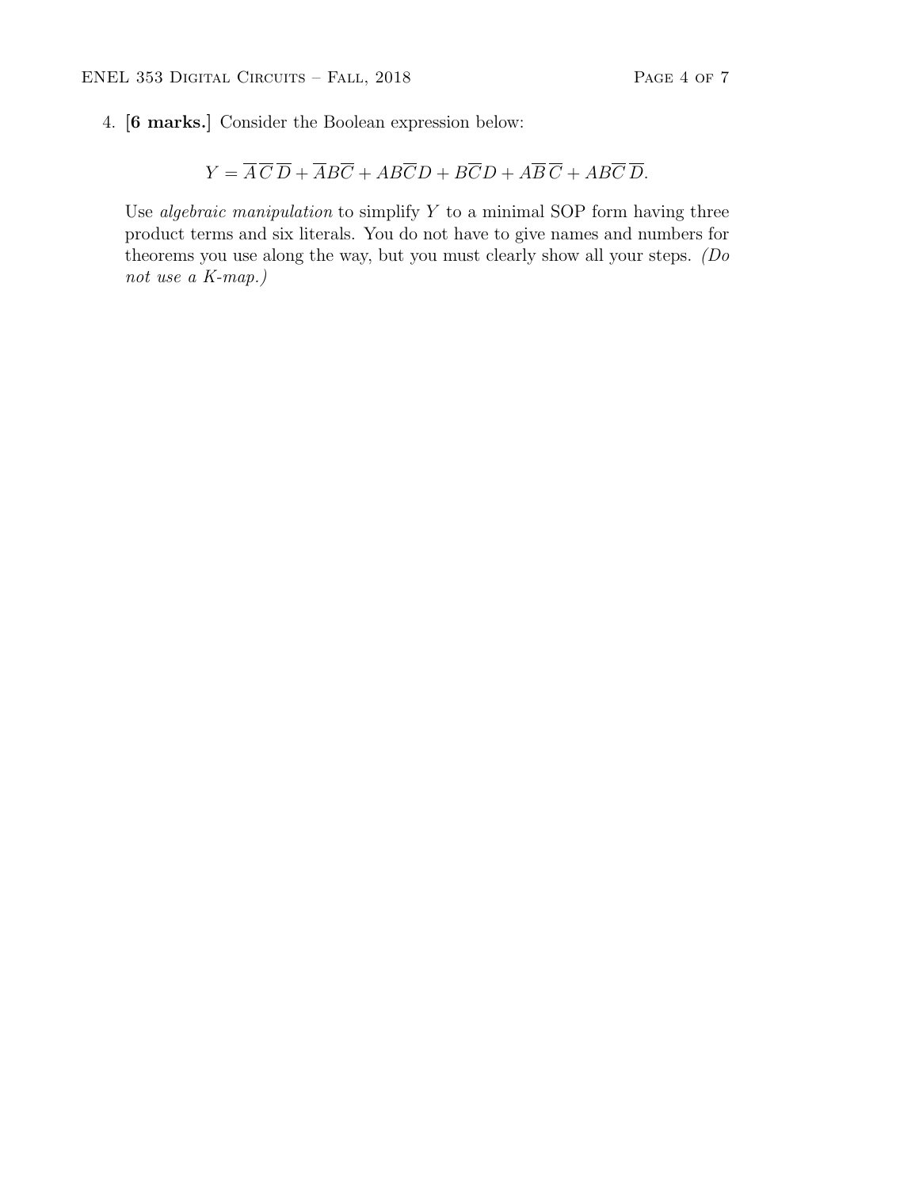4. **[6 marks.]** Consider the Boolean expression below:

$$Y = \overline{A}\,\overline{C}\,\overline{D} + \overline{A}B\overline{C} + AB\overline{C}D + B\overline{C}D + A\overline{B}\,\overline{C} + AB\overline{C}\,\overline{D}.$$

Use *algebraic manipulation* to simplify $Y$ to a minimal SOP form having three product terms and six literals. You do not have to give names and numbers for theorems you use along the way, but you must clearly show all your steps. *(Do not use a K-map.)*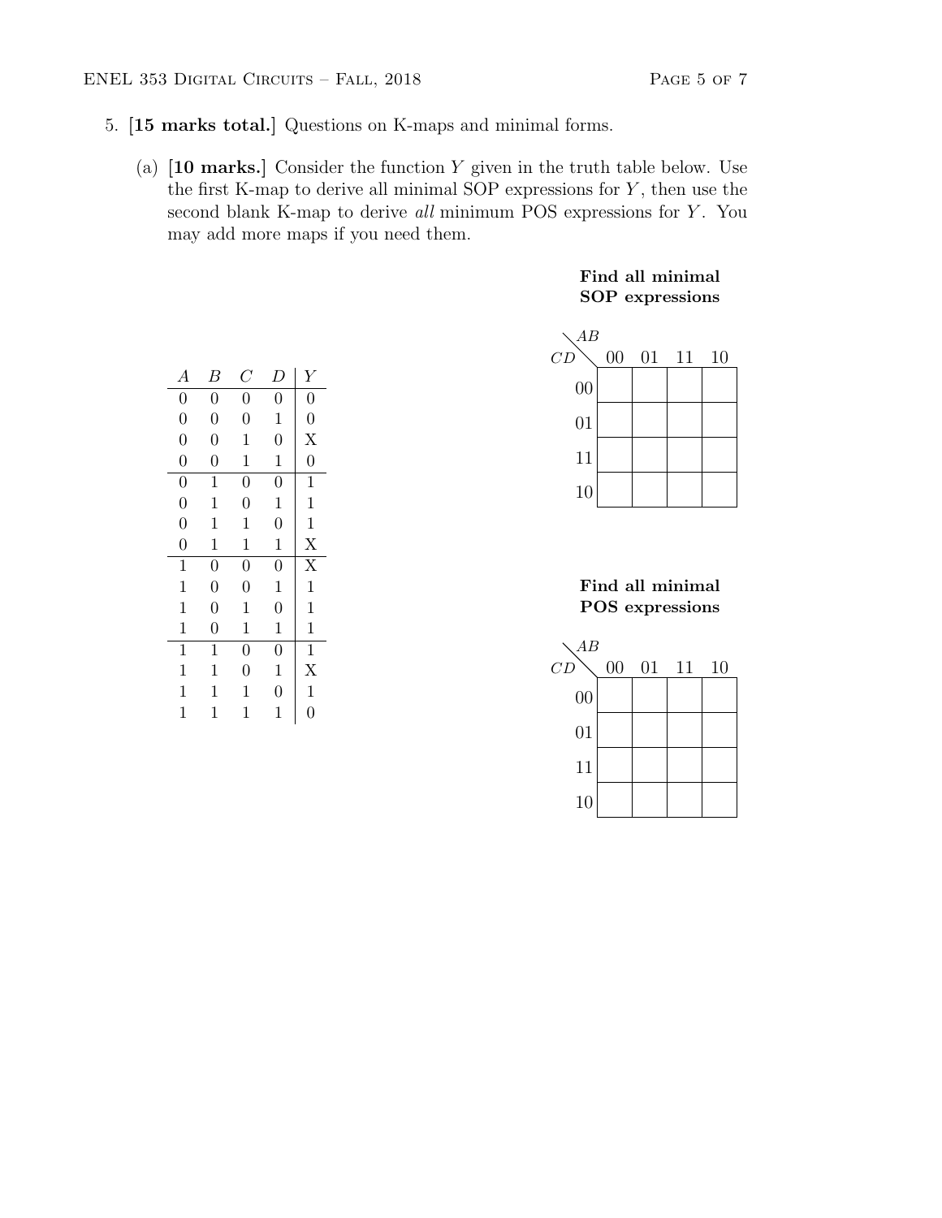5. **[15 marks total.]** Questions on K-maps and minimal forms.

   (a) **[10 marks.]** Consider the function $Y$ given in the truth table below. Use the first K-map to derive all minimal SOP expressions for $Y$, then use the second blank K-map to derive *all* minimum POS expressions for $Y$. You may add more maps if you need them.

| $A$ | $B$ | $C$ | $D$ | $Y$ |
|---|---|---|---|---|
| 0 | 0 | 0 | 0 | 0 |
| 0 | 0 | 0 | 1 | 0 |
| 0 | 0 | 1 | 0 | X |
| 0 | 0 | 1 | 1 | 0 |
| 0 | 1 | 0 | 0 | 1 |
| 0 | 1 | 0 | 1 | 1 |
| 0 | 1 | 1 | 0 | 1 |
| 0 | 1 | 1 | 1 | X |
| 1 | 0 | 0 | 0 | X |
| 1 | 0 | 0 | 1 | 1 |
| 1 | 0 | 1 | 0 | 1 |
| 1 | 0 | 1 | 1 | 1 |
| 1 | 1 | 0 | 0 | 1 |
| 1 | 1 | 0 | 1 | X |
| 1 | 1 | 1 | 0 | 1 |
| 1 | 1 | 1 | 1 | 0 |

**Find all minimal SOP expressions**

| $CD$ \ $AB$ | 00 | 01 | 11 | 10 |
|---|---|---|---|---|
| 00 | | | | |
| 01 | | | | |
| 11 | | | | |
| 10 | | | | |

**Find all minimal POS expressions**

| $CD$ \ $AB$ | 00 | 01 | 11 | 10 |
|---|---|---|---|---|
| 00 | | | | |
| 01 | | | | |
| 11 | | | | |
| 10 | | | | |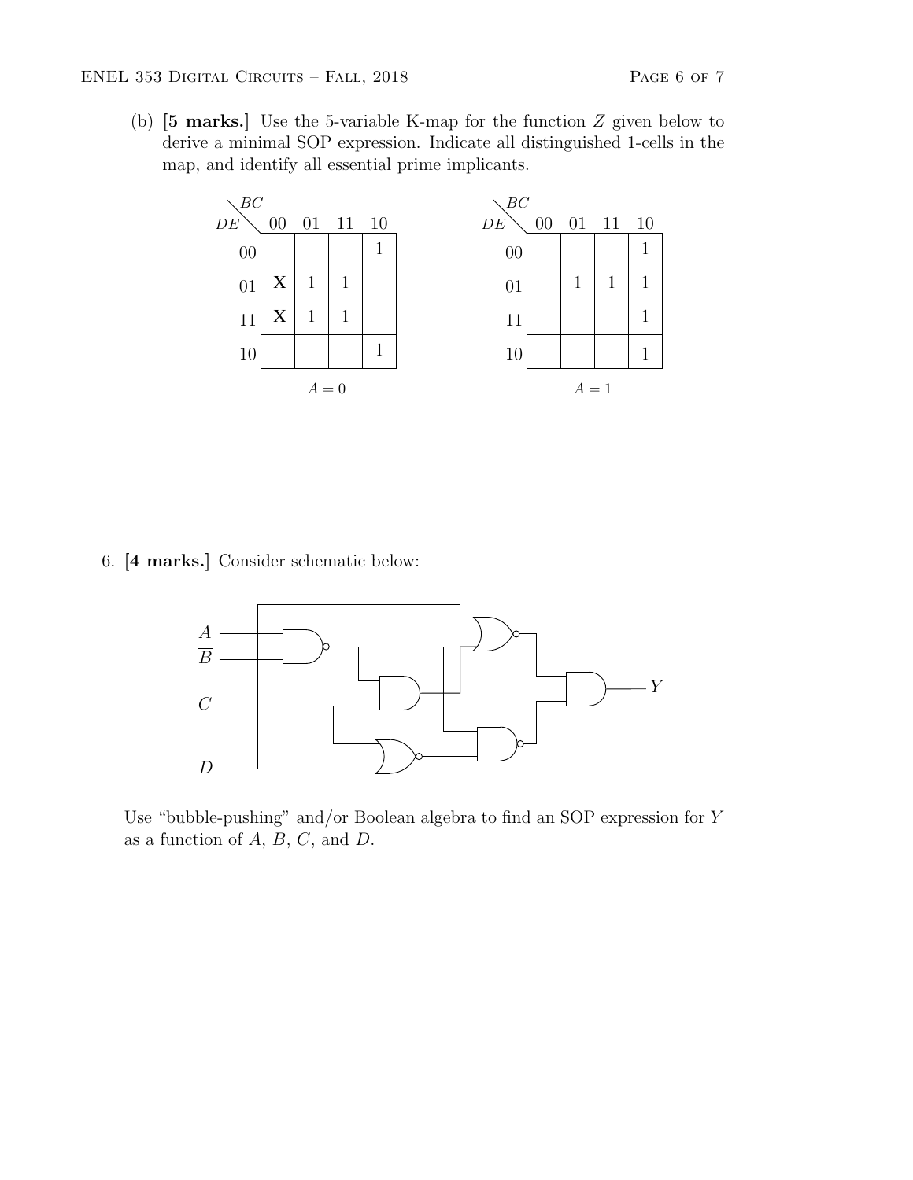(b) **[5 marks.]** Use the 5-variable K-map for the function $Z$ given below to derive a minimal SOP expression. Indicate all distinguished 1-cells in the map, and identify all essential prime implicants.

$A = 0$

| $DE \backslash BC$ | 00 | 01 | 11 | 10 |
|---|---|---|---|---|
| 00 | | | | 1 |
| 01 | X | 1 | 1 | |
| 11 | X | 1 | 1 | |
| 10 | | | | 1 |

$A = 1$

| $DE \backslash BC$ | 00 | 01 | 11 | 10 |
|---|---|---|---|---|
| 00 | | | | 1 |
| 01 | | 1 | 1 | 1 |
| 11 | | | | 1 |
| 10 | | | | 1 |

6. **[4 marks.]** Consider schematic below:

[Schematic: inputs $A$, $\overline{B}$, $C$, $D$; NAND, AND, NOR, OR-with-bubble (NOR), and NAND gates feeding a final AND gate with output $Y$.]

Use "bubble-pushing" and/or Boolean algebra to find an SOP expression for $Y$ as a function of $A$, $B$, $C$, and $D$.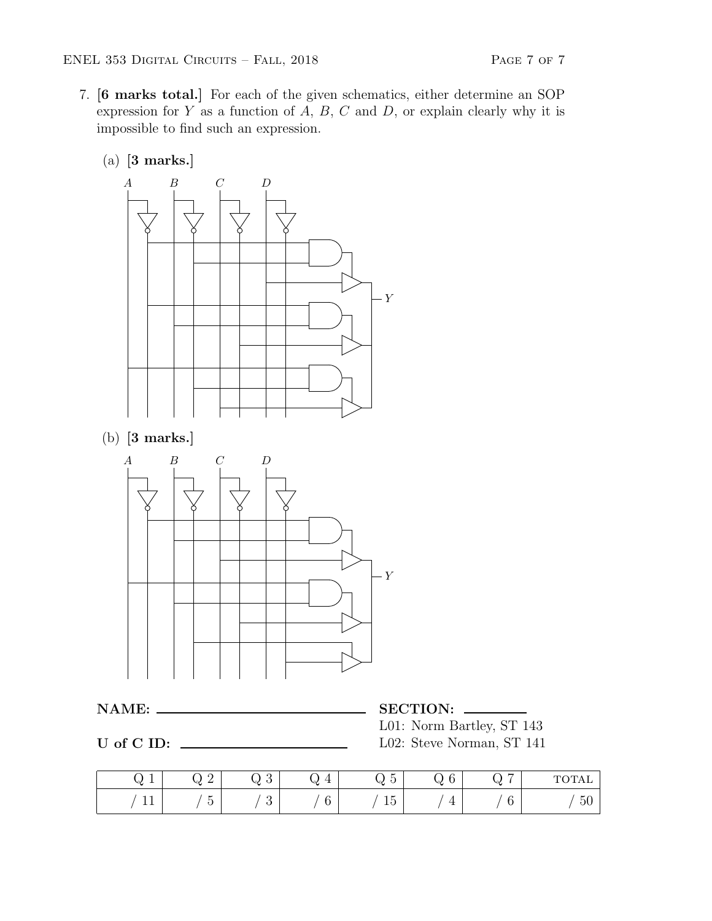7. **[6 marks total.]** For each of the given schematics, either determine an SOP expression for $Y$ as a function of $A$, $B$, $C$ and $D$, or explain clearly why it is impossible to find such an expression.

   (a) **[3 marks.]**

   A B C D

   Y

   (b) **[3 marks.]**

   A B C D

   Y

**NAME:** ____________________ **SECTION:** ________

L01: Norm Bartley, ST 143

**U of C ID:** ____________________

L02: Steve Norman, ST 141

| Q 1 | Q 2 | Q 3 | Q 4 | Q 5 | Q 6 | Q 7 | TOTAL |
|---|---|---|---|---|---|---|---|
| / 11 | / 5 | / 3 | / 6 | / 15 | / 4 | / 6 | / 50 |